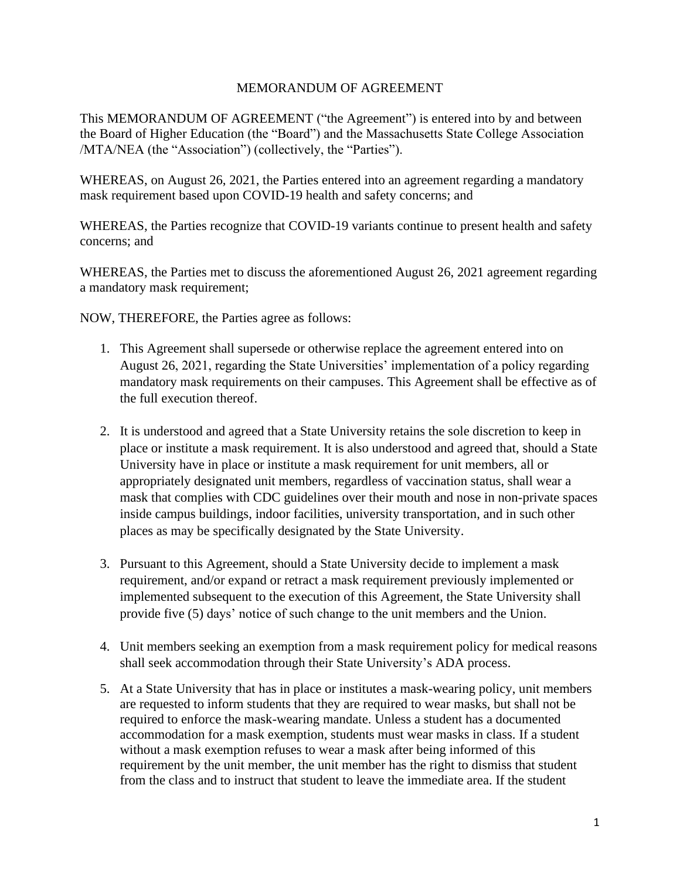# MEMORANDUM OF AGREEMENT

This MEMORANDUM OF AGREEMENT ("the Agreement") is entered into by and between the Board of Higher Education (the "Board") and the Massachusetts State College Association /MTA/NEA (the "Association") (collectively, the "Parties").

WHEREAS, on August 26, 2021, the Parties entered into an agreement regarding a mandatory mask requirement based upon COVID-19 health and safety concerns; and

WHEREAS, the Parties recognize that COVID-19 variants continue to present health and safety concerns; and

WHEREAS, the Parties met to discuss the aforementioned August 26, 2021 agreement regarding a mandatory mask requirement;

NOW, THEREFORE, the Parties agree as follows:

1. This Agreement shall supersede or otherwise replace the agreement entered into on August 26, 2021, regarding the State Universities' implementation of a policy regarding mandatory mask requirements on their campuses. This Agreement shall be effective as of the full execution thereof.

2. It is understood and agreed that a State University retains the sole discretion to keep in place or institute a mask requirement. It is also understood and agreed that, should a State University have in place or institute a mask requirement for unit members, all or appropriately designated unit members, regardless of vaccination status, shall wear a mask that complies with CDC guidelines over their mouth and nose in non-private spaces inside campus buildings, indoor facilities, university transportation, and in such other places as may be specifically designated by the State University.

3. Pursuant to this Agreement, should a State University decide to implement a mask requirement, and/or expand or retract a mask requirement previously implemented or implemented subsequent to the execution of this Agreement, the State University shall provide five (5) days' notice of such change to the unit members and the Union.

4. Unit members seeking an exemption from a mask requirement policy for medical reasons shall seek accommodation through their State University's ADA process.

5. At a State University that has in place or institutes a mask-wearing policy, unit members are requested to inform students that they are required to wear masks, but shall not be required to enforce the mask-wearing mandate. Unless a student has a documented accommodation for a mask exemption, students must wear masks in class. If a student without a mask exemption refuses to wear a mask after being informed of this requirement by the unit member, the unit member has the right to dismiss that student from the class and to instruct that student to leave the immediate area. If the student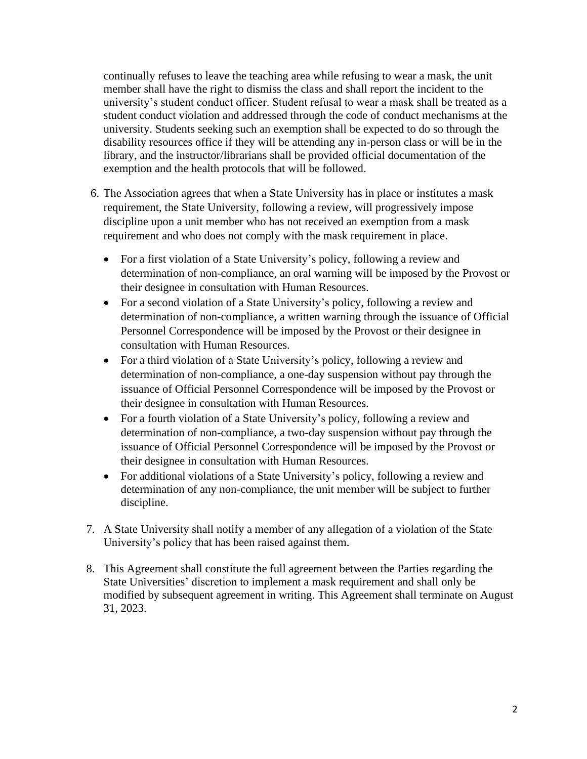continually refuses to leave the teaching area while refusing to wear a mask, the unit member shall have the right to dismiss the class and shall report the incident to the university's student conduct officer. Student refusal to wear a mask shall be treated as a student conduct violation and addressed through the code of conduct mechanisms at the university. Students seeking such an exemption shall be expected to do so through the disability resources office if they will be attending any in-person class or will be in the library, and the instructor/librarians shall be provided official documentation of the exemption and the health protocols that will be followed.

6. The Association agrees that when a State University has in place or institutes a mask requirement, the State University, following a review, will progressively impose discipline upon a unit member who has not received an exemption from a mask requirement and who does not comply with the mask requirement in place.

   - For a first violation of a State University's policy, following a review and determination of non-compliance, an oral warning will be imposed by the Provost or their designee in consultation with Human Resources.
   - For a second violation of a State University's policy, following a review and determination of non-compliance, a written warning through the issuance of Official Personnel Correspondence will be imposed by the Provost or their designee in consultation with Human Resources.
   - For a third violation of a State University's policy, following a review and determination of non-compliance, a one-day suspension without pay through the issuance of Official Personnel Correspondence will be imposed by the Provost or their designee in consultation with Human Resources.
   - For a fourth violation of a State University's policy, following a review and determination of non-compliance, a two-day suspension without pay through the issuance of Official Personnel Correspondence will be imposed by the Provost or their designee in consultation with Human Resources.
   - For additional violations of a State University's policy, following a review and determination of any non-compliance, the unit member will be subject to further discipline.

7. A State University shall notify a member of any allegation of a violation of the State University's policy that has been raised against them.

8. This Agreement shall constitute the full agreement between the Parties regarding the State Universities' discretion to implement a mask requirement and shall only be modified by subsequent agreement in writing. This Agreement shall terminate on August 31, 2023.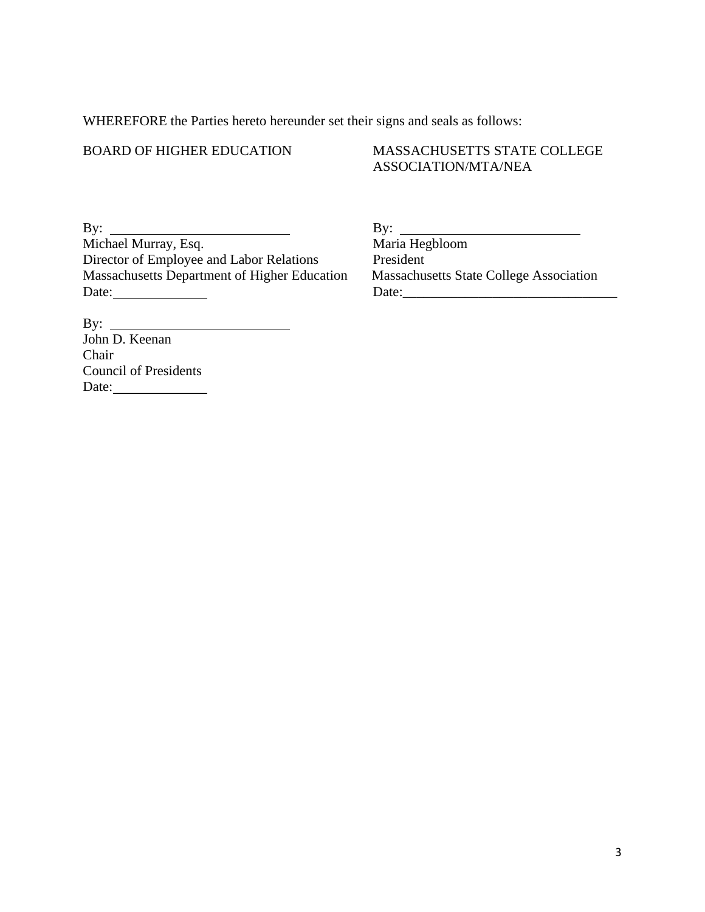WHEREFORE the Parties hereto hereunder set their signs and seals as follows:

BOARD OF HIGHER EDUCATION

By: ___________________________
Michael Murray, Esq.
Director of Employee and Labor Relations
Massachusetts Department of Higher Education
Date:_____________

By: ___________________________
John D. Keenan
Chair
Council of Presidents
Date:_____________

MASSACHUSETTS STATE COLLEGE ASSOCIATION/MTA/NEA

By: ___________________________
Maria Hegbloom
President
Massachusetts State College Association
Date:_______________________________